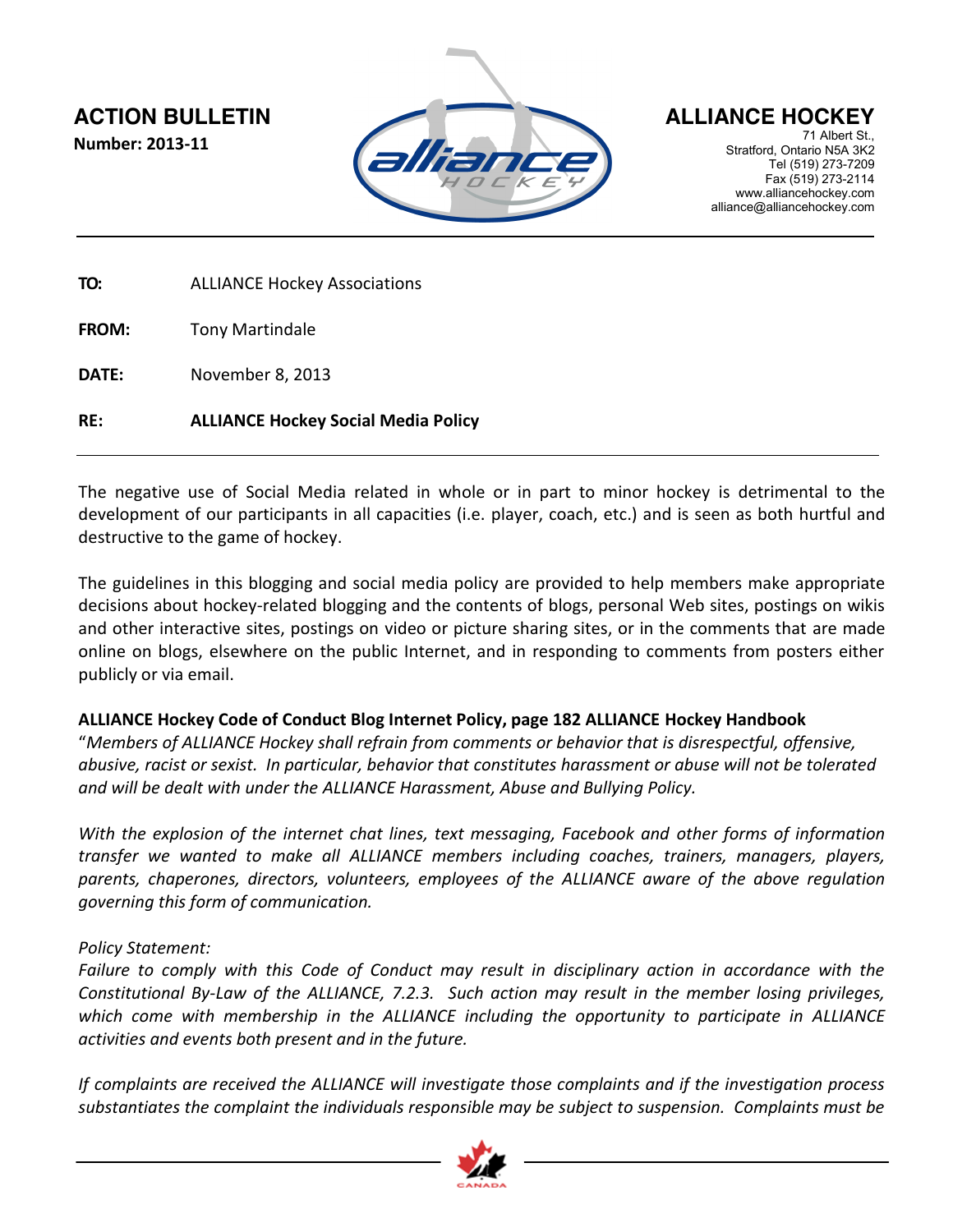**ACTION BULLETIN**
**Number: 2013-11**

**ALLIANCE HOCKEY**
71 Albert St.,
Stratford, Ontario N5A 3K2
Tel (519) 273-7209
Fax (519) 273-2114
www.alliancehockey.com
alliance@alliancehockey.com

---

**TO:** ALLIANCE Hockey Associations

**FROM:** Tony Martindale

**DATE:** November 8, 2013

**RE:** **ALLIANCE Hockey Social Media Policy**

---

The negative use of Social Media related in whole or in part to minor hockey is detrimental to the development of our participants in all capacities (i.e. player, coach, etc.) and is seen as both hurtful and destructive to the game of hockey.

The guidelines in this blogging and social media policy are provided to help members make appropriate decisions about hockey-related blogging and the contents of blogs, personal Web sites, postings on wikis and other interactive sites, postings on video or picture sharing sites, or in the comments that are made online on blogs, elsewhere on the public Internet, and in responding to comments from posters either publicly or via email.

**ALLIANCE Hockey Code of Conduct Blog Internet Policy, page 182 ALLIANCE Hockey Handbook**
"*Members of ALLIANCE Hockey shall refrain from comments or behavior that is disrespectful, offensive, abusive, racist or sexist. In particular, behavior that constitutes harassment or abuse will not be tolerated and will be dealt with under the ALLIANCE Harassment, Abuse and Bullying Policy.*

*With the explosion of the internet chat lines, text messaging, Facebook and other forms of information transfer we wanted to make all ALLIANCE members including coaches, trainers, managers, players, parents, chaperones, directors, volunteers, employees of the ALLIANCE aware of the above regulation governing this form of communication.*

*Policy Statement:*
*Failure to comply with this Code of Conduct may result in disciplinary action in accordance with the Constitutional By-Law of the ALLIANCE, 7.2.3. Such action may result in the member losing privileges, which come with membership in the ALLIANCE including the opportunity to participate in ALLIANCE activities and events both present and in the future.*

*If complaints are received the ALLIANCE will investigate those complaints and if the investigation process substantiates the complaint the individuals responsible may be subject to suspension. Complaints must be*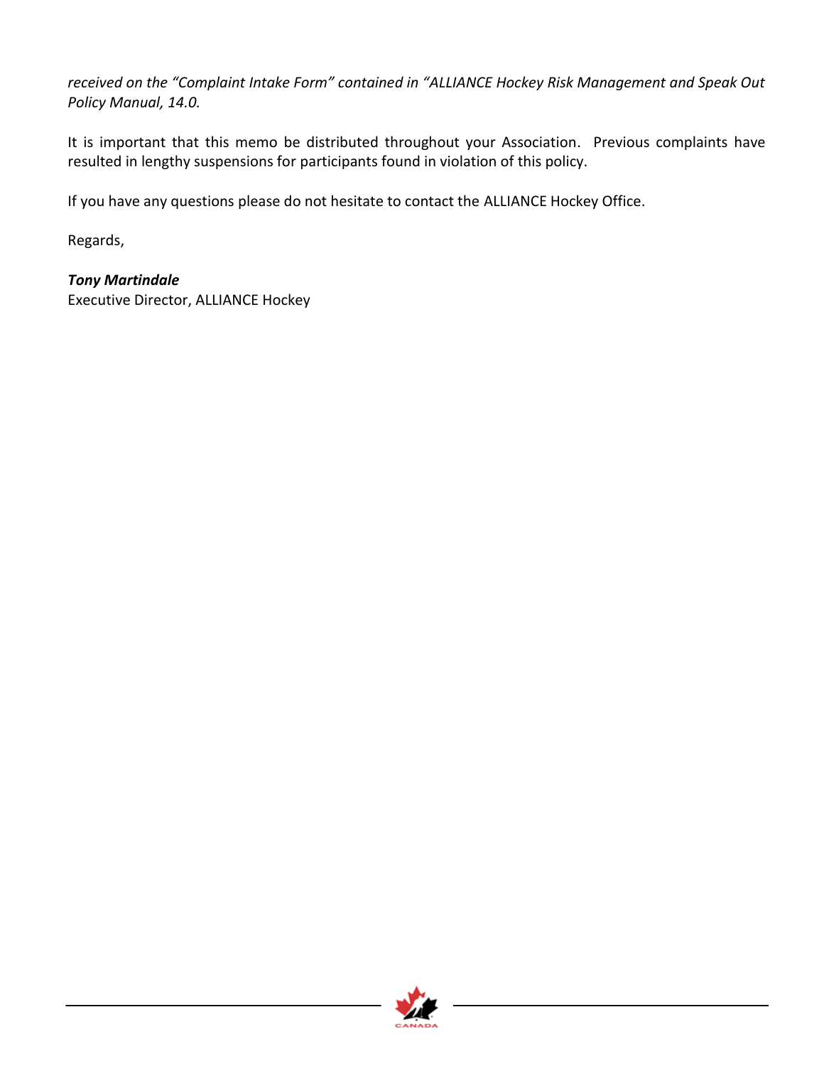*received on the "Complaint Intake Form" contained in "ALLIANCE Hockey Risk Management and Speak Out Policy Manual, 14.0.*

It is important that this memo be distributed throughout your Association. Previous complaints have resulted in lengthy suspensions for participants found in violation of this policy.

If you have any questions please do not hesitate to contact the ALLIANCE Hockey Office.

Regards,

***Tony Martindale***
Executive Director, ALLIANCE Hockey